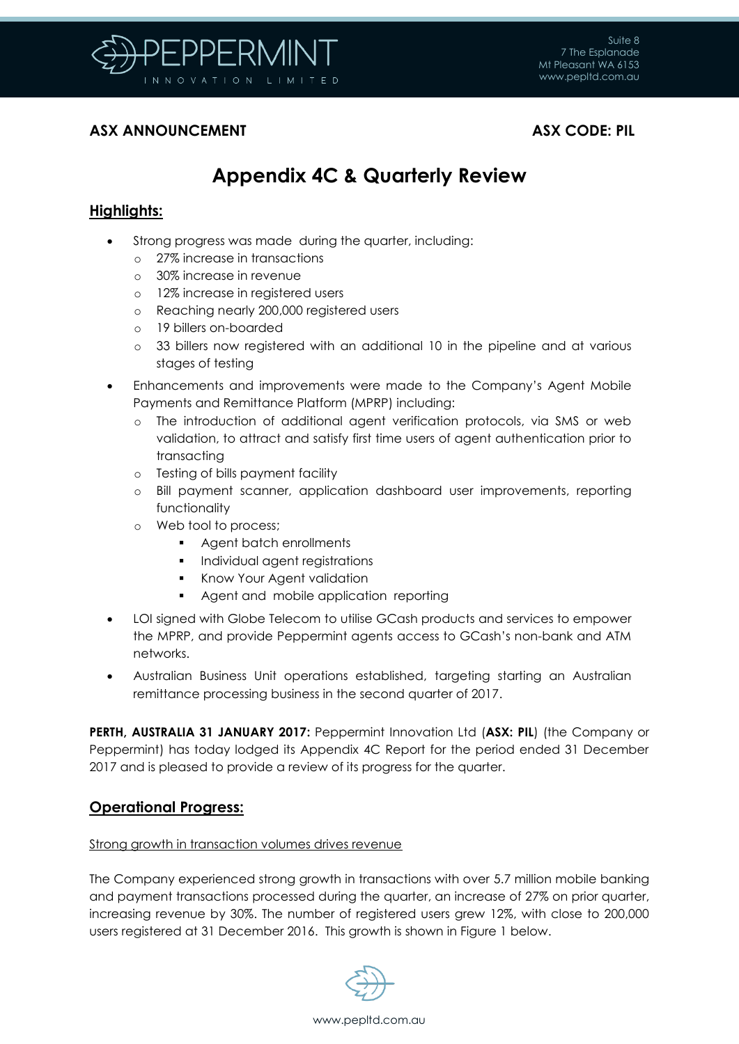Suite 8
7 The Esplanade
Mt Pleasant WA 6153
www.pepltd.com.au

**ASX ANNOUNCEMENT** **ASX CODE: PIL**

# Appendix 4C & Quarterly Review

## Highlights:

- Strong progress was made during the quarter, including:
  - 27% increase in transactions
  - 30% increase in revenue
  - 12% increase in registered users
  - Reaching nearly 200,000 registered users
  - 19 billers on-boarded
  - 33 billers now registered with an additional 10 in the pipeline and at various stages of testing
- Enhancements and improvements were made to the Company's Agent Mobile Payments and Remittance Platform (MPRP) including:
  - The introduction of additional agent verification protocols, via SMS or web validation, to attract and satisfy first time users of agent authentication prior to transacting
  - Testing of bills payment facility
  - Bill payment scanner, application dashboard user improvements, reporting functionality
  - Web tool to process;
    - Agent batch enrollments
    - Individual agent registrations
    - Know Your Agent validation
    - Agent and mobile application reporting
- LOI signed with Globe Telecom to utilise GCash products and services to empower the MPRP, and provide Peppermint agents access to GCash's non-bank and ATM networks.
- Australian Business Unit operations established, targeting starting an Australian remittance processing business in the second quarter of 2017.

**PERTH, AUSTRALIA 31 JANUARY 2017:** Peppermint Innovation Ltd (**ASX: PIL**) (the Company or Peppermint) has today lodged its Appendix 4C Report for the period ended 31 December 2017 and is pleased to provide a review of its progress for the quarter.

## Operational Progress:

Strong growth in transaction volumes drives revenue

The Company experienced strong growth in transactions with over 5.7 million mobile banking and payment transactions processed during the quarter, an increase of 27% on prior quarter, increasing revenue by 30%. The number of registered users grew 12%, with close to 200,000 users registered at 31 December 2016. This growth is shown in Figure 1 below.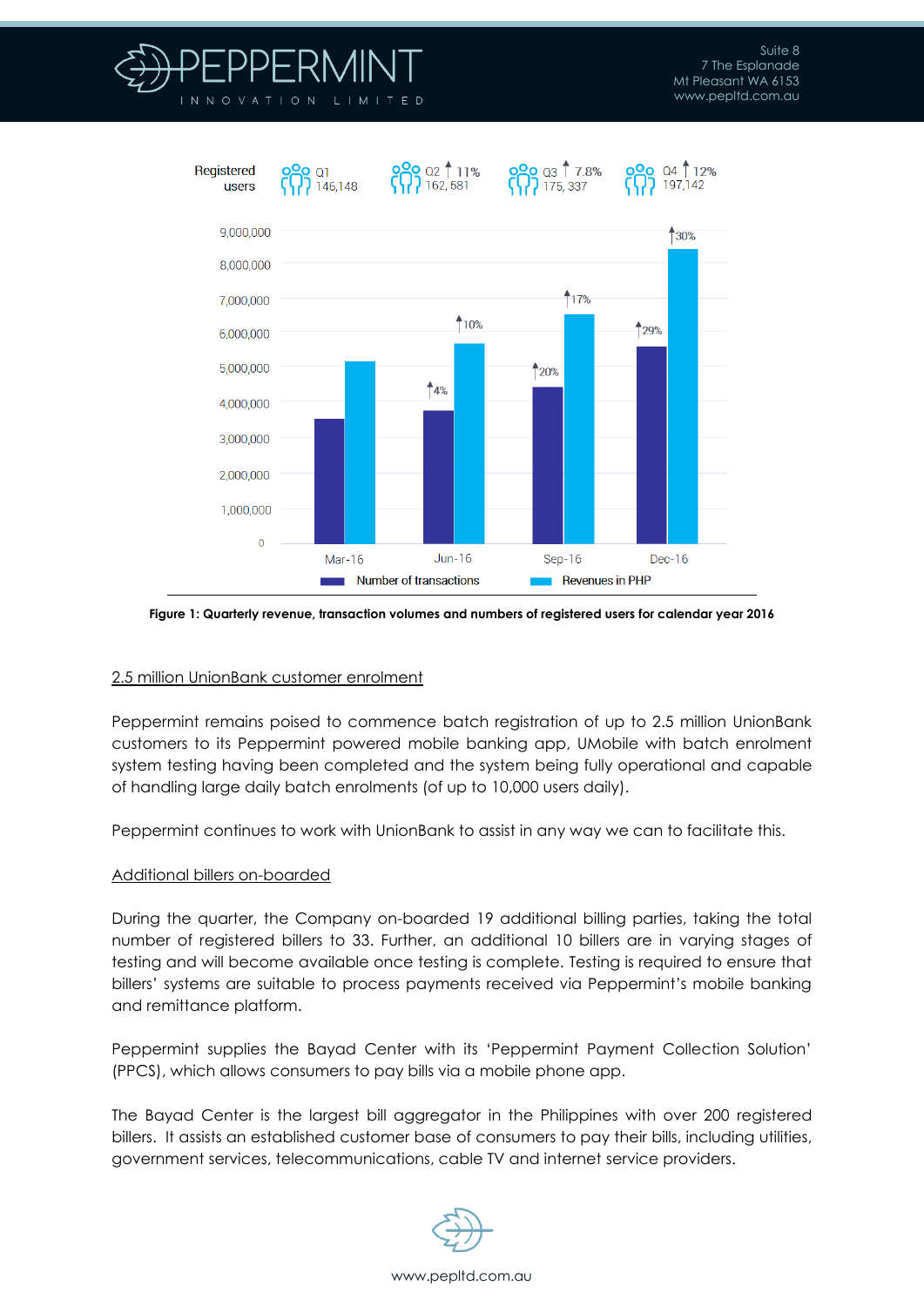Registered users

| Q1 | Q2 ↑ 11% | Q3 ↑ 7.8% | Q4 ↑ 12% |
|---|---|---|---|
| 146,148 | 162, 581 | 175, 337 | 197,142 |

| | Mar-16 | Jun-16 | Sep-16 | Dec-16 |
|---|---|---|---|---|
| Number of transactions | | ↑4% | ↑20% | ↑29% |
| Revenues in PHP | | ↑10% | ↑17% | ↑30% |

**Figure 1: Quarterly revenue, transaction volumes and numbers of registered users for calendar year 2016**

<u>2.5 million UnionBank customer enrolment</u>

Peppermint remains poised to commence batch registration of up to 2.5 million UnionBank customers to its Peppermint powered mobile banking app, UMobile with batch enrolment system testing having been completed and the system being fully operational and capable of handling large daily batch enrolments (of up to 10,000 users daily).

Peppermint continues to work with UnionBank to assist in any way we can to facilitate this.

<u>Additional billers on-boarded</u>

During the quarter, the Company on-boarded 19 additional billing parties, taking the total number of registered billers to 33. Further, an additional 10 billers are in varying stages of testing and will become available once testing is complete. Testing is required to ensure that billers' systems are suitable to process payments received via Peppermint's mobile banking and remittance platform.

Peppermint supplies the Bayad Center with its 'Peppermint Payment Collection Solution' (PPCS), which allows consumers to pay bills via a mobile phone app.

The Bayad Center is the largest bill aggregator in the Philippines with over 200 registered billers. It assists an established customer base of consumers to pay their bills, including utilities, government services, telecommunications, cable TV and internet service providers.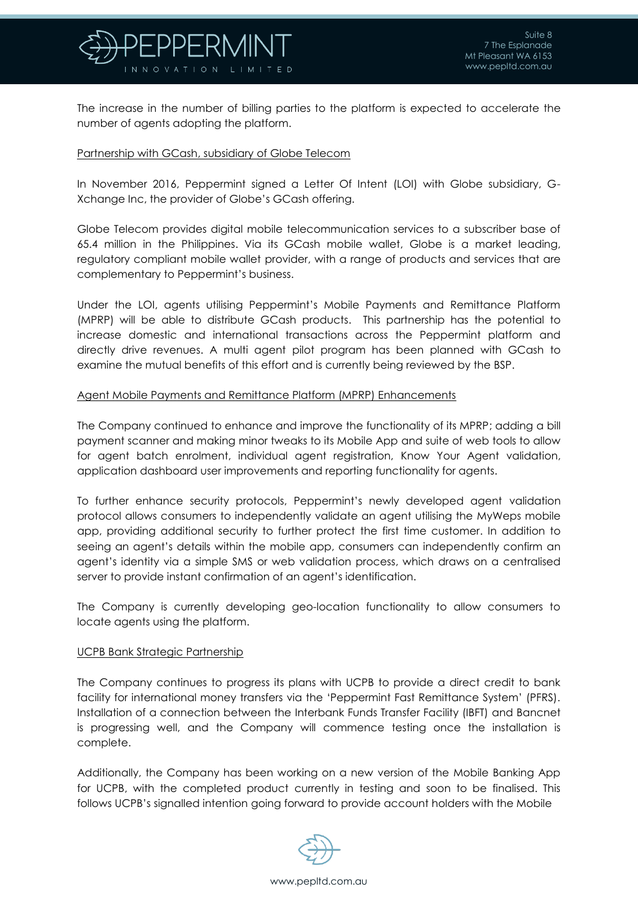The increase in the number of billing parties to the platform is expected to accelerate the number of agents adopting the platform.

<u>Partnership with GCash, subsidiary of Globe Telecom</u>

In November 2016, Peppermint signed a Letter Of Intent (LOI) with Globe subsidiary, G-Xchange Inc, the provider of Globe's GCash offering.

Globe Telecom provides digital mobile telecommunication services to a subscriber base of 65.4 million in the Philippines. Via its GCash mobile wallet, Globe is a market leading, regulatory compliant mobile wallet provider, with a range of products and services that are complementary to Peppermint's business.

Under the LOI, agents utilising Peppermint's Mobile Payments and Remittance Platform (MPRP) will be able to distribute GCash products. This partnership has the potential to increase domestic and international transactions across the Peppermint platform and directly drive revenues. A multi agent pilot program has been planned with GCash to examine the mutual benefits of this effort and is currently being reviewed by the BSP.

<u>Agent Mobile Payments and Remittance Platform (MPRP) Enhancements</u>

The Company continued to enhance and improve the functionality of its MPRP; adding a bill payment scanner and making minor tweaks to its Mobile App and suite of web tools to allow for agent batch enrolment, individual agent registration, Know Your Agent validation, application dashboard user improvements and reporting functionality for agents.

To further enhance security protocols, Peppermint's newly developed agent validation protocol allows consumers to independently validate an agent utilising the MyWeps mobile app, providing additional security to further protect the first time customer. In addition to seeing an agent's details within the mobile app, consumers can independently confirm an agent's identity via a simple SMS or web validation process, which draws on a centralised server to provide instant confirmation of an agent's identification.

The Company is currently developing geo-location functionality to allow consumers to locate agents using the platform.

<u>UCPB Bank Strategic Partnership</u>

The Company continues to progress its plans with UCPB to provide a direct credit to bank facility for international money transfers via the 'Peppermint Fast Remittance System' (PFRS). Installation of a connection between the Interbank Funds Transfer Facility (IBFT) and Bancnet is progressing well, and the Company will commence testing once the installation is complete.

Additionally, the Company has been working on a new version of the Mobile Banking App for UCPB, with the completed product currently in testing and soon to be finalised. This follows UCPB's signalled intention going forward to provide account holders with the Mobile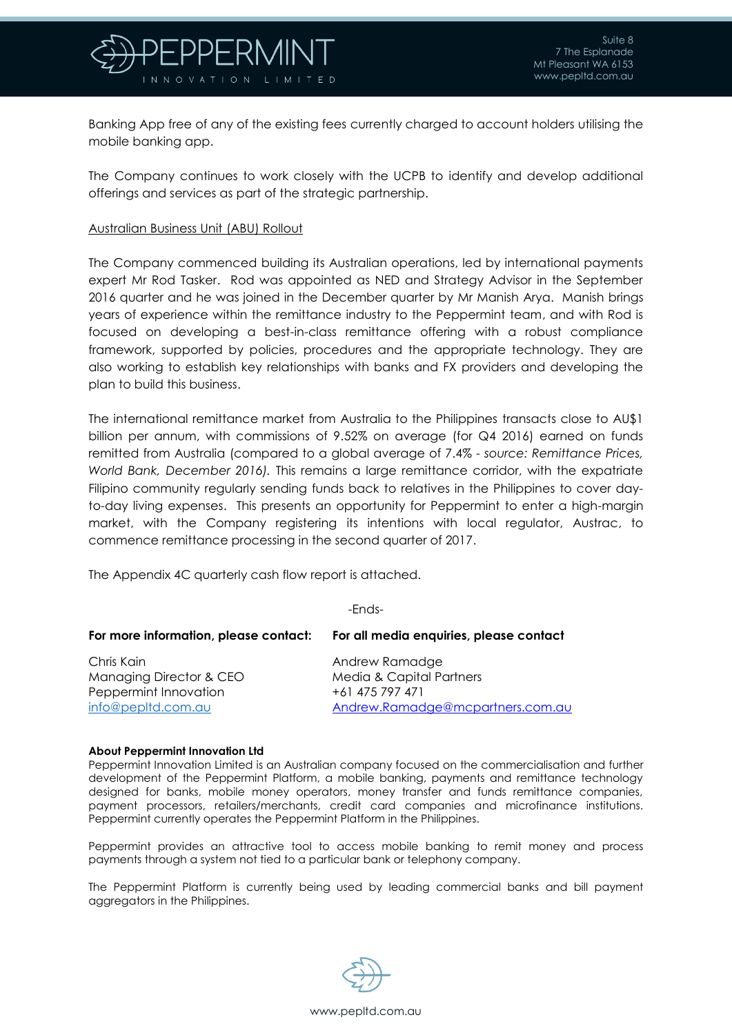Banking App free of any of the existing fees currently charged to account holders utilising the mobile banking app.

The Company continues to work closely with the UCPB to identify and develop additional offerings and services as part of the strategic partnership.

<u>Australian Business Unit (ABU) Rollout</u>

The Company commenced building its Australian operations, led by international payments expert Mr Rod Tasker. Rod was appointed as NED and Strategy Advisor in the September 2016 quarter and he was joined in the December quarter by Mr Manish Arya. Manish brings years of experience within the remittance industry to the Peppermint team, and with Rod is focused on developing a best-in-class remittance offering with a robust compliance framework, supported by policies, procedures and the appropriate technology. They are also working to establish key relationships with banks and FX providers and developing the plan to build this business.

The international remittance market from Australia to the Philippines transacts close to AU$1 billion per annum, with commissions of 9.52% on average (for Q4 2016) earned on funds remitted from Australia (compared to a global average of 7.4% - *source: Remittance Prices, World Bank, December 2016).* This remains a large remittance corridor, with the expatriate Filipino community regularly sending funds back to relatives in the Philippines to cover day-to-day living expenses. This presents an opportunity for Peppermint to enter a high-margin market, with the Company registering its intentions with local regulator, Austrac, to commence remittance processing in the second quarter of 2017.

The Appendix 4C quarterly cash flow report is attached.

-Ends-

**For more information, please contact:**

Chris Kain
Managing Director & CEO
Peppermint Innovation
info@pepltd.com.au

**For all media enquiries, please contact**

Andrew Ramadge
Media & Capital Partners
+61 475 797 471
Andrew.Ramadge@mcpartners.com.au

**About Peppermint Innovation Ltd**

Peppermint Innovation Limited is an Australian company focused on the commercialisation and further development of the Peppermint Platform, a mobile banking, payments and remittance technology designed for banks, mobile money operators, money transfer and funds remittance companies, payment processors, retailers/merchants, credit card companies and microfinance institutions. Peppermint currently operates the Peppermint Platform in the Philippines.

Peppermint provides an attractive tool to access mobile banking to remit money and process payments through a system not tied to a particular bank or telephony company.

The Peppermint Platform is currently being used by leading commercial banks and bill payment aggregators in the Philippines.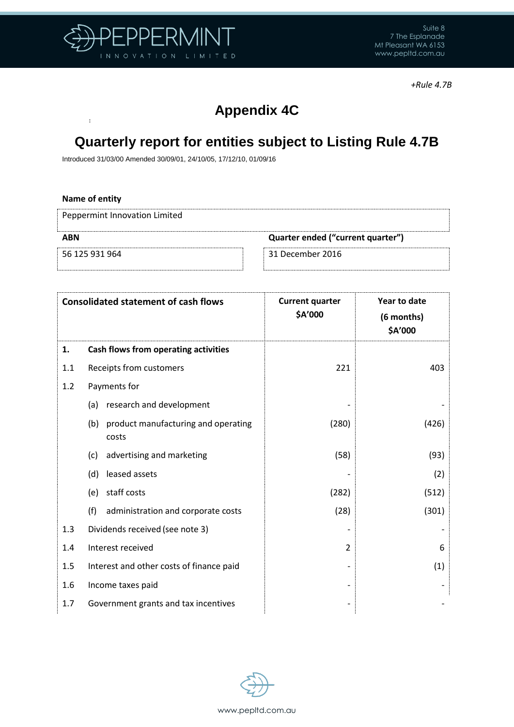+Rule 4.7B

# Appendix 4C

## Quarterly report for entities subject to Listing Rule 4.7B

Introduced 31/03/00 Amended 30/09/01, 24/10/05, 17/12/10, 01/09/16

**Name of entity**

| Peppermint Innovation Limited |
|---|

| **ABN** | **Quarter ended ("current quarter")** |
|---|---|
| 56 125 931 964 | 31 December 2016 |

| **Consolidated statement of cash flows** | | **Current quarter $A'000** | **Year to date (6 months) $A'000** |
|---|---|---|---|
| **1.** | **Cash flows from operating activities** | | |
| 1.1 | Receipts from customers | 221 | 403 |
| 1.2 | Payments for | | |
| | (a) research and development | - | - |
| | (b) product manufacturing and operating costs | (280) | (426) |
| | (c) advertising and marketing | (58) | (93) |
| | (d) leased assets | - | (2) |
| | (e) staff costs | (282) | (512) |
| | (f) administration and corporate costs | (28) | (301) |
| 1.3 | Dividends received (see note 3) | - | - |
| 1.4 | Interest received | 2 | 6 |
| 1.5 | Interest and other costs of finance paid | - | (1) |
| 1.6 | Income taxes paid | - | - |
| 1.7 | Government grants and tax incentives | - | - |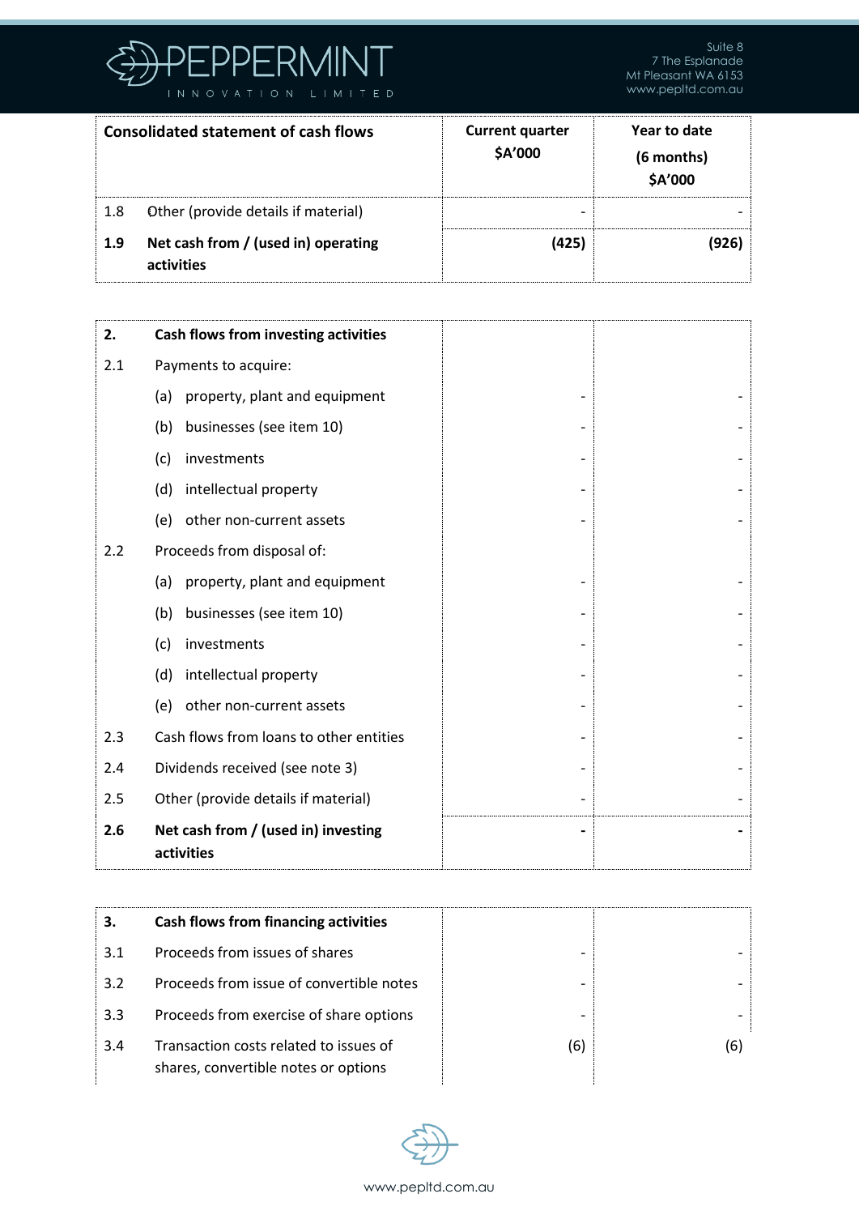| Consolidated statement of cash flows | | Current quarter $A'000 | Year to date (6 months) $A'000 |
|---|---|---|---|
| 1.8 | Other (provide details if material) | - | - |
| **1.9** | **Net cash from / (used in) operating activities** | **(425)** | **(926)** |

| | | | |
|---|---|---|---|
| **2.** | **Cash flows from investing activities** | | |
| 2.1 | Payments to acquire: | | |
| | (a) property, plant and equipment | - | - |
| | (b) businesses (see item 10) | - | - |
| | (c) investments | - | - |
| | (d) intellectual property | - | - |
| | (e) other non-current assets | - | - |
| 2.2 | Proceeds from disposal of: | | |
| | (a) property, plant and equipment | - | - |
| | (b) businesses (see item 10) | - | - |
| | (c) investments | - | - |
| | (d) intellectual property | - | - |
| | (e) other non-current assets | - | - |
| 2.3 | Cash flows from loans to other entities | - | - |
| 2.4 | Dividends received (see note 3) | - | - |
| 2.5 | Other (provide details if material) | - | - |
| **2.6** | **Net cash from / (used in) investing activities** | **-** | **-** |

| | | | |
|---|---|---|---|
| **3.** | **Cash flows from financing activities** | | |
| 3.1 | Proceeds from issues of shares | - | - |
| 3.2 | Proceeds from issue of convertible notes | - | - |
| 3.3 | Proceeds from exercise of share options | - | - |
| 3.4 | Transaction costs related to issues of shares, convertible notes or options | (6) | (6) |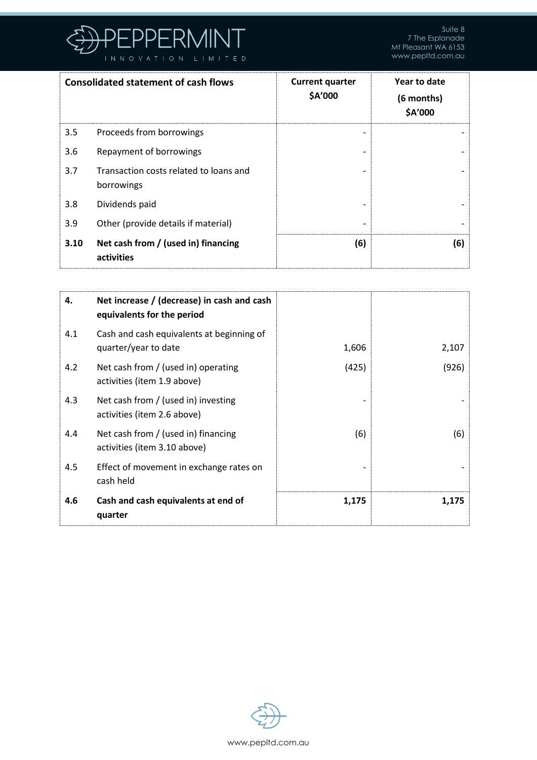| Consolidated statement of cash flows | | Current quarter $A'000 | Year to date (6 months) $A'000 |
|---|---|---|---|
| 3.5 | Proceeds from borrowings | - | - |
| 3.6 | Repayment of borrowings | - | - |
| 3.7 | Transaction costs related to loans and borrowings | - | - |
| 3.8 | Dividends paid | - | - |
| 3.9 | Other (provide details if material) | - | - |
| **3.10** | **Net cash from / (used in) financing activities** | **(6)** | **(6)** |

| | | | |
|---|---|---|---|
| **4.** | **Net increase / (decrease) in cash and cash equivalents for the period** | | |
| 4.1 | Cash and cash equivalents at beginning of quarter/year to date | 1,606 | 2,107 |
| 4.2 | Net cash from / (used in) operating activities (item 1.9 above) | (425) | (926) |
| 4.3 | Net cash from / (used in) investing activities (item 2.6 above) | - | - |
| 4.4 | Net cash from / (used in) financing activities (item 3.10 above) | (6) | (6) |
| 4.5 | Effect of movement in exchange rates on cash held | - | - |
| **4.6** | **Cash and cash equivalents at end of quarter** | **1,175** | **1,175** |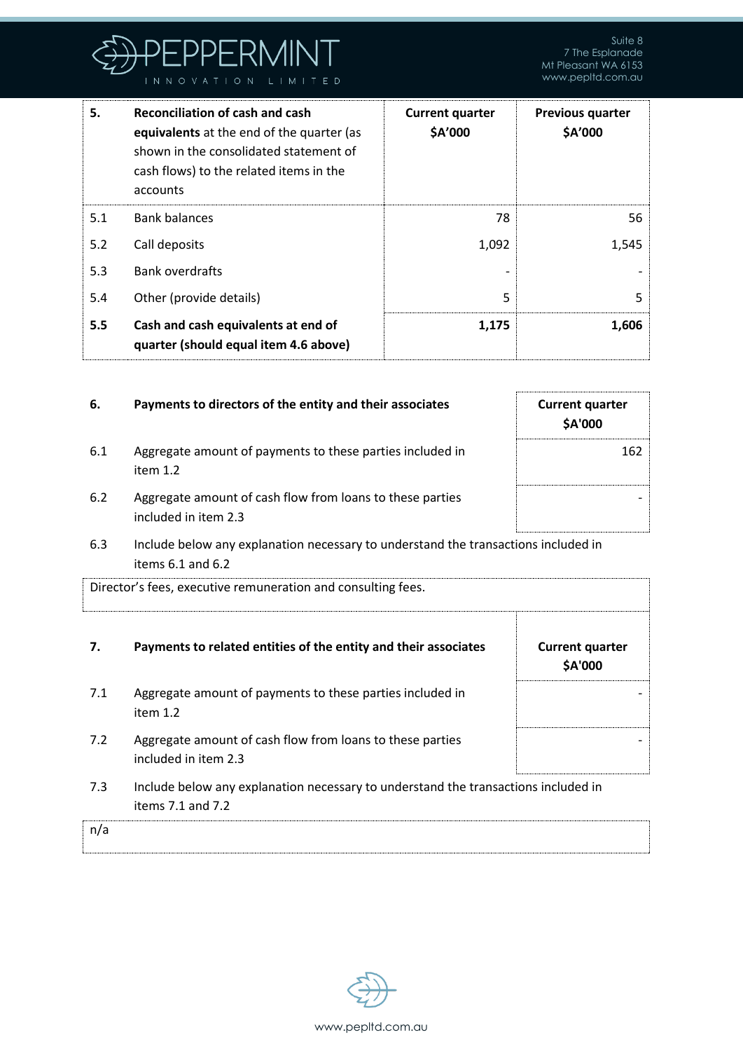| 5. | **Reconciliation of cash and cash equivalents** at the end of the quarter (as shown in the consolidated statement of cash flows) to the related items in the accounts | **Current quarter $A'000** | **Previous quarter $A'000** |
|---|---|---|---|
| 5.1 | Bank balances | 78 | 56 |
| 5.2 | Call deposits | 1,092 | 1,545 |
| 5.3 | Bank overdrafts | - | - |
| 5.4 | Other (provide details) | 5 | 5 |
| **5.5** | **Cash and cash equivalents at end of quarter (should equal item 4.6 above)** | **1,175** | **1,606** |

| 6. | **Payments to directors of the entity and their associates** | **Current quarter $A'000** |
|---|---|---|
| 6.1 | Aggregate amount of payments to these parties included in item 1.2 | 162 |
| 6.2 | Aggregate amount of cash flow from loans to these parties included in item 2.3 | - |

6.3 Include below any explanation necessary to understand the transactions included in items 6.1 and 6.2

Director's fees, executive remuneration and consulting fees.

| 7. | **Payments to related entities of the entity and their associates** | **Current quarter $A'000** |
|---|---|---|
| 7.1 | Aggregate amount of payments to these parties included in item 1.2 | - |
| 7.2 | Aggregate amount of cash flow from loans to these parties included in item 2.3 | - |

7.3 Include below any explanation necessary to understand the transactions included in items 7.1 and 7.2

n/a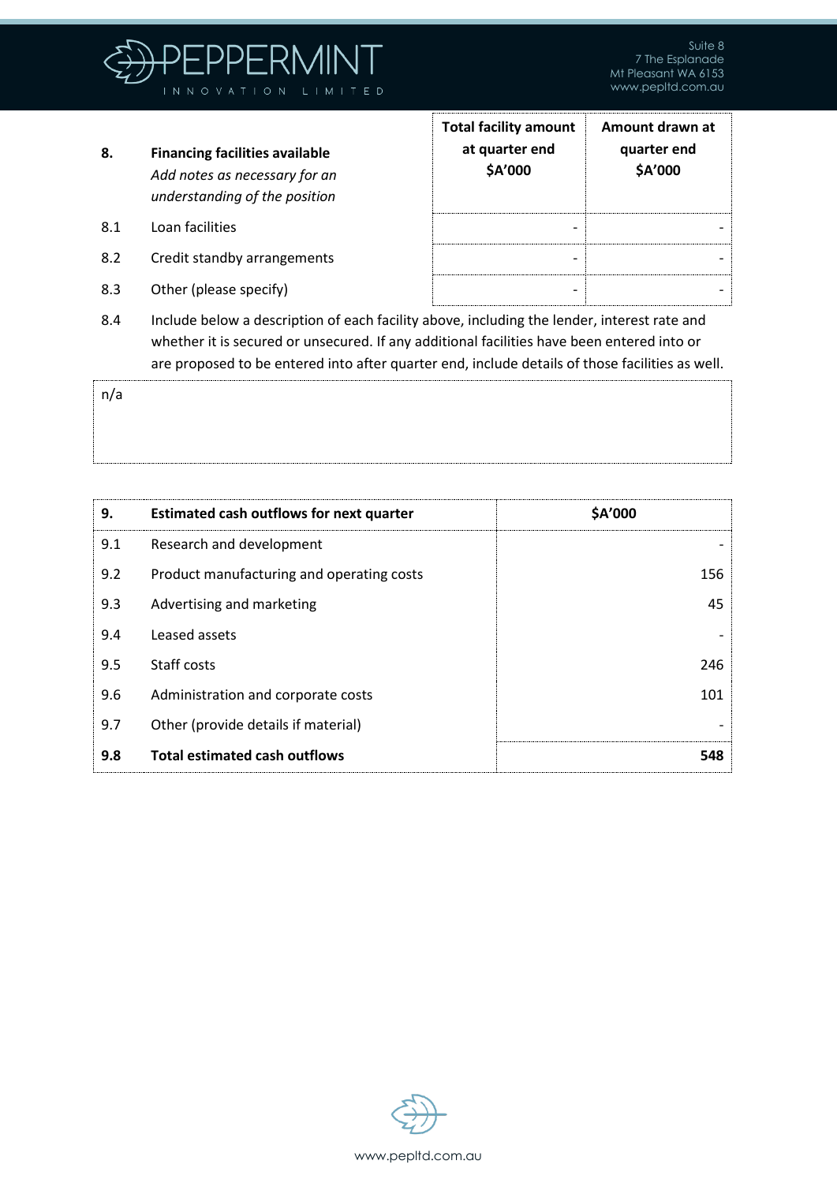| 8. | **Financing facilities available** *Add notes as necessary for an understanding of the position* | **Total facility amount at quarter end $A'000** | **Amount drawn at quarter end $A'000** |
|---|---|---|---|
| 8.1 | Loan facilities | - | - |
| 8.2 | Credit standby arrangements | - | - |
| 8.3 | Other (please specify) | - | - |

8.4 Include below a description of each facility above, including the lender, interest rate and whether it is secured or unsecured. If any additional facilities have been entered into or are proposed to be entered into after quarter end, include details of those facilities as well.

n/a

| 9. | **Estimated cash outflows for next quarter** | **$A'000** |
|---|---|---|
| 9.1 | Research and development | - |
| 9.2 | Product manufacturing and operating costs | 156 |
| 9.3 | Advertising and marketing | 45 |
| 9.4 | Leased assets | - |
| 9.5 | Staff costs | 246 |
| 9.6 | Administration and corporate costs | 101 |
| 9.7 | Other (provide details if material) | - |
| **9.8** | **Total estimated cash outflows** | **548** |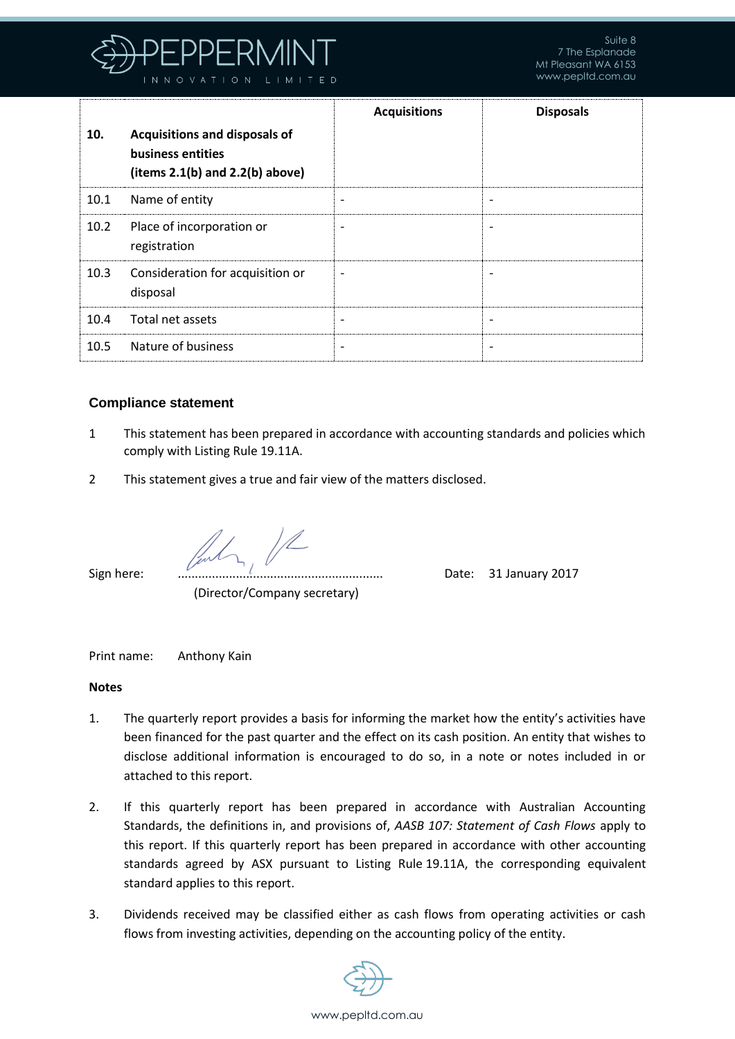| 10. | Acquisitions and disposals of business entities (items 2.1(b) and 2.2(b) above) | Acquisitions | Disposals |
|---|---|---|---|
| 10.1 | Name of entity | - | - |
| 10.2 | Place of incorporation or registration | - | - |
| 10.3 | Consideration for acquisition or disposal | - | - |
| 10.4 | Total net assets | - | - |
| 10.5 | Nature of business | - | - |

## Compliance statement

1 This statement has been prepared in accordance with accounting standards and policies which comply with Listing Rule 19.11A.

2 This statement gives a true and fair view of the matters disclosed.

Sign here: ............................................................ Date: 31 January 2017
(Director/Company secretary)

Print name: Anthony Kain

**Notes**

1. The quarterly report provides a basis for informing the market how the entity's activities have been financed for the past quarter and the effect on its cash position. An entity that wishes to disclose additional information is encouraged to do so, in a note or notes included in or attached to this report.

2. If this quarterly report has been prepared in accordance with Australian Accounting Standards, the definitions in, and provisions of, *AASB 107: Statement of Cash Flows* apply to this report. If this quarterly report has been prepared in accordance with other accounting standards agreed by ASX pursuant to Listing Rule 19.11A, the corresponding equivalent standard applies to this report.

3. Dividends received may be classified either as cash flows from operating activities or cash flows from investing activities, depending on the accounting policy of the entity.